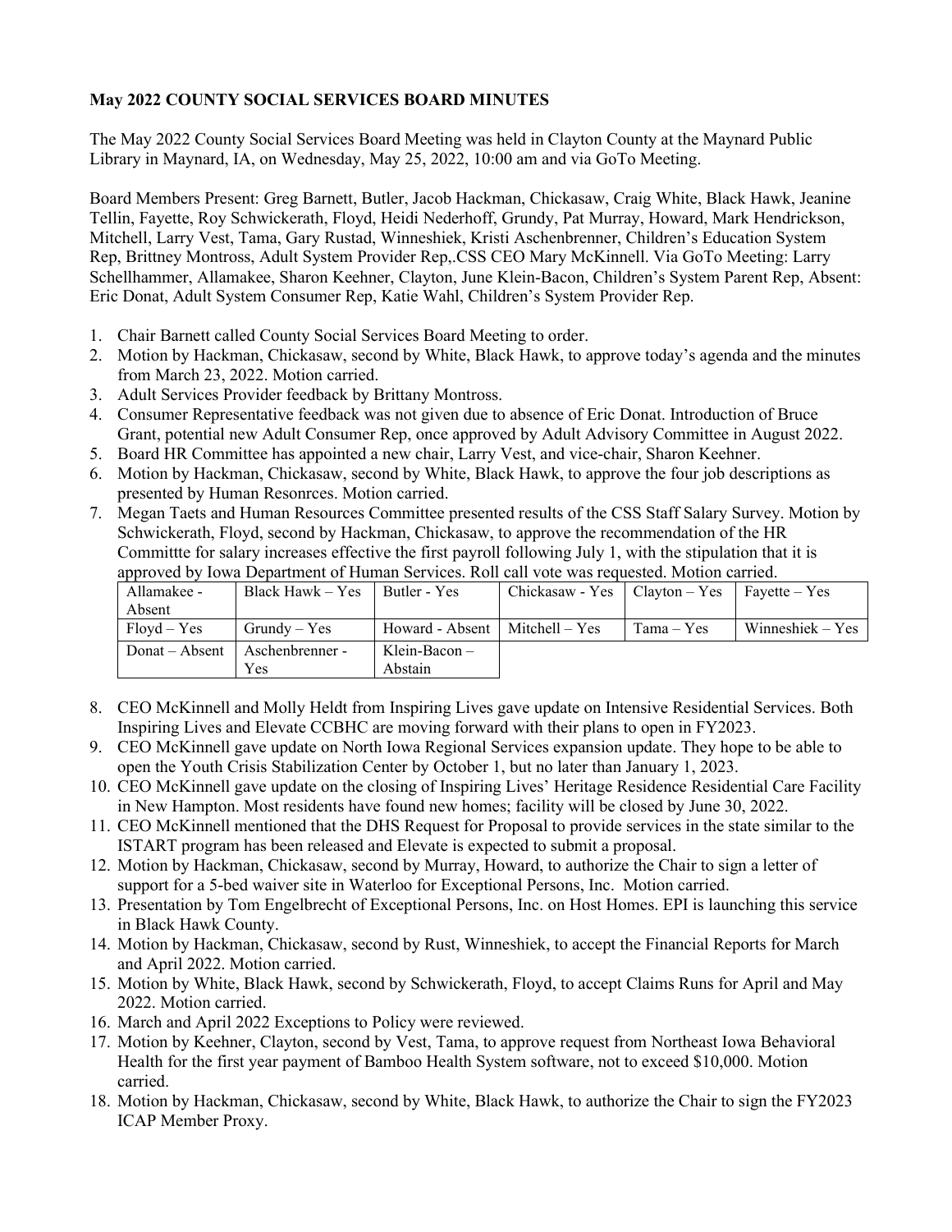**May 2022 COUNTY SOCIAL SERVICES BOARD MINUTES**

The May 2022 County Social Services Board Meeting was held in Clayton County at the Maynard Public Library in Maynard, IA, on Wednesday, May 25, 2022, 10:00 am and via GoTo Meeting.

Board Members Present: Greg Barnett, Butler, Jacob Hackman, Chickasaw, Craig White, Black Hawk, Jeanine Tellin, Fayette, Roy Schwickerath, Floyd, Heidi Nederhoff, Grundy, Pat Murray, Howard, Mark Hendrickson, Mitchell, Larry Vest, Tama, Gary Rustad, Winneshiek, Kristi Aschenbrenner, Children's Education System Rep, Brittney Montross, Adult System Provider Rep,.CSS CEO Mary McKinnell. Via GoTo Meeting: Larry Schellhammer, Allamakee, Sharon Keehner, Clayton, June Klein-Bacon, Children's System Parent Rep, Absent: Eric Donat, Adult System Consumer Rep, Katie Wahl, Children's System Provider Rep.

1. Chair Barnett called County Social Services Board Meeting to order.
2. Motion by Hackman, Chickasaw, second by White, Black Hawk, to approve today's agenda and the minutes from March 23, 2022. Motion carried.
3. Adult Services Provider feedback by Brittany Montross.
4. Consumer Representative feedback was not given due to absence of Eric Donat. Introduction of Bruce Grant, potential new Adult Consumer Rep, once approved by Adult Advisory Committee in August 2022.
5. Board HR Committee has appointed a new chair, Larry Vest, and vice-chair, Sharon Keehner.
6. Motion by Hackman, Chickasaw, second by White, Black Hawk, to approve the four job descriptions as presented by Human Resonrces. Motion carried.
7. Megan Taets and Human Resources Committee presented results of the CSS Staff Salary Survey. Motion by Schwickerath, Floyd, second by Hackman, Chickasaw, to approve the recommendation of the HR Committte for salary increases effective the first payroll following July 1, with the stipulation that it is approved by Iowa Department of Human Services. Roll call vote was requested. Motion carried.

| Allamakee - Absent | Black Hawk – Yes | Butler - Yes | Chickasaw - Yes | Clayton – Yes | Fayette – Yes |
|---|---|---|---|---|---|
| Floyd – Yes | Grundy – Yes | Howard - Absent | Mitchell – Yes | Tama – Yes | Winneshiek – Yes |
| Donat – Absent | Aschenbrenner - Yes | Klein-Bacon – Abstain | | | |

8. CEO McKinnell and Molly Heldt from Inspiring Lives gave update on Intensive Residential Services. Both Inspiring Lives and Elevate CCBHC are moving forward with their plans to open in FY2023.
9. CEO McKinnell gave update on North Iowa Regional Services expansion update. They hope to be able to open the Youth Crisis Stabilization Center by October 1, but no later than January 1, 2023.
10. CEO McKinnell gave update on the closing of Inspiring Lives' Heritage Residence Residential Care Facility in New Hampton. Most residents have found new homes; facility will be closed by June 30, 2022.
11. CEO McKinnell mentioned that the DHS Request for Proposal to provide services in the state similar to the ISTART program has been released and Elevate is expected to submit a proposal.
12. Motion by Hackman, Chickasaw, second by Murray, Howard, to authorize the Chair to sign a letter of support for a 5-bed waiver site in Waterloo for Exceptional Persons, Inc. Motion carried.
13. Presentation by Tom Engelbrecht of Exceptional Persons, Inc. on Host Homes. EPI is launching this service in Black Hawk County.
14. Motion by Hackman, Chickasaw, second by Rust, Winneshiek, to accept the Financial Reports for March and April 2022. Motion carried.
15. Motion by White, Black Hawk, second by Schwickerath, Floyd, to accept Claims Runs for April and May 2022. Motion carried.
16. March and April 2022 Exceptions to Policy were reviewed.
17. Motion by Keehner, Clayton, second by Vest, Tama, to approve request from Northeast Iowa Behavioral Health for the first year payment of Bamboo Health System software, not to exceed $10,000. Motion carried.
18. Motion by Hackman, Chickasaw, second by White, Black Hawk, to authorize the Chair to sign the FY2023 ICAP Member Proxy.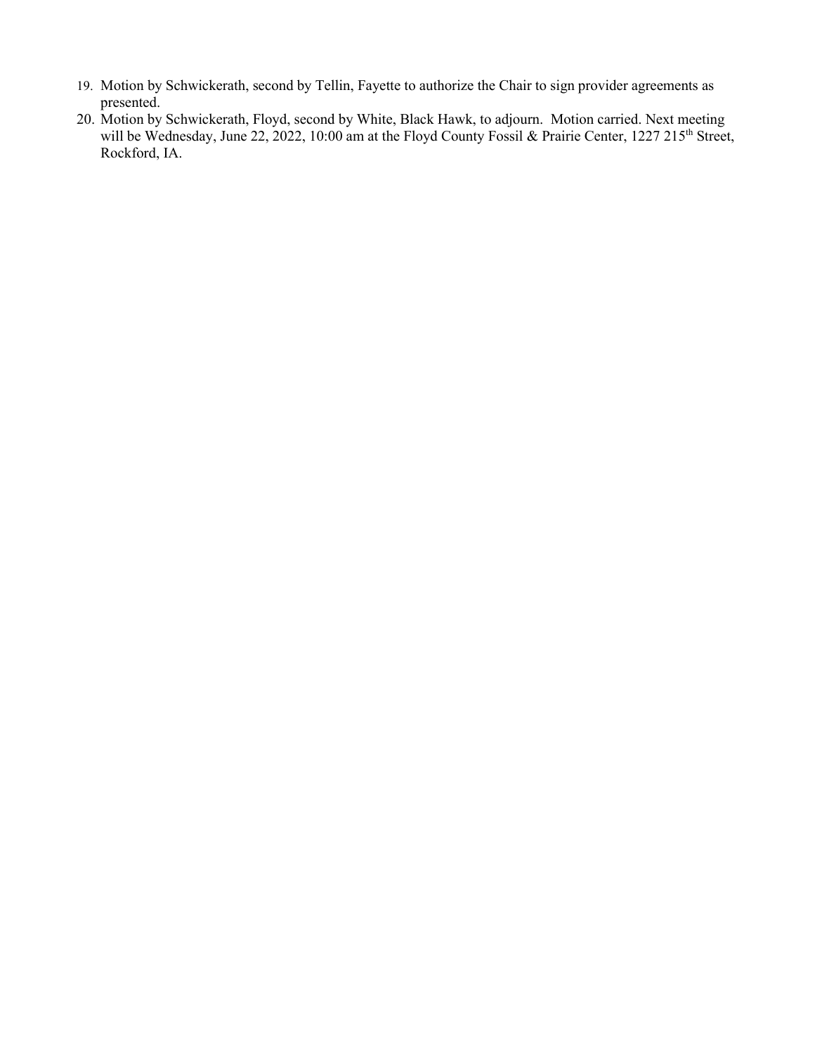19. Motion by Schwickerath, second by Tellin, Fayette to authorize the Chair to sign provider agreements as presented.
20. Motion by Schwickerath, Floyd, second by White, Black Hawk, to adjourn. Motion carried. Next meeting will be Wednesday, June 22, 2022, 10:00 am at the Floyd County Fossil & Prairie Center, 1227 215th Street, Rockford, IA.